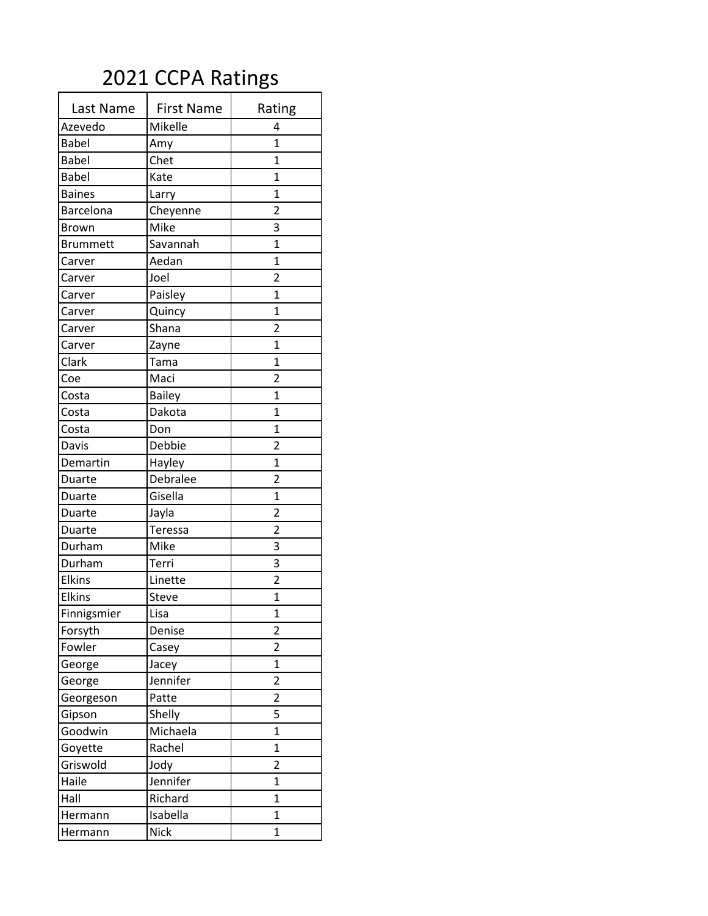# 2021 CCPA Ratings

| Last Name | First Name | Rating |
|---|---|---|
| Azevedo | Mikelle | 4 |
| Babel | Amy | 1 |
| Babel | Chet | 1 |
| Babel | Kate | 1 |
| Baines | Larry | 1 |
| Barcelona | Cheyenne | 2 |
| Brown | Mike | 3 |
| Brummett | Savannah | 1 |
| Carver | Aedan | 1 |
| Carver | Joel | 2 |
| Carver | Paisley | 1 |
| Carver | Quincy | 1 |
| Carver | Shana | 2 |
| Carver | Zayne | 1 |
| Clark | Tama | 1 |
| Coe | Maci | 2 |
| Costa | Bailey | 1 |
| Costa | Dakota | 1 |
| Costa | Don | 1 |
| Davis | Debbie | 2 |
| Demartin | Hayley | 1 |
| Duarte | Debralee | 2 |
| Duarte | Gisella | 1 |
| Duarte | Jayla | 2 |
| Duarte | Teressa | 2 |
| Durham | Mike | 3 |
| Durham | Terri | 3 |
| Elkins | Linette | 2 |
| Elkins | Steve | 1 |
| Finnigsmier | Lisa | 1 |
| Forsyth | Denise | 2 |
| Fowler | Casey | 2 |
| George | Jacey | 1 |
| George | Jennifer | 2 |
| Georgeson | Patte | 2 |
| Gipson | Shelly | 5 |
| Goodwin | Michaela | 1 |
| Goyette | Rachel | 1 |
| Griswold | Jody | 2 |
| Haile | Jennifer | 1 |
| Hall | Richard | 1 |
| Hermann | Isabella | 1 |
| Hermann | Nick | 1 |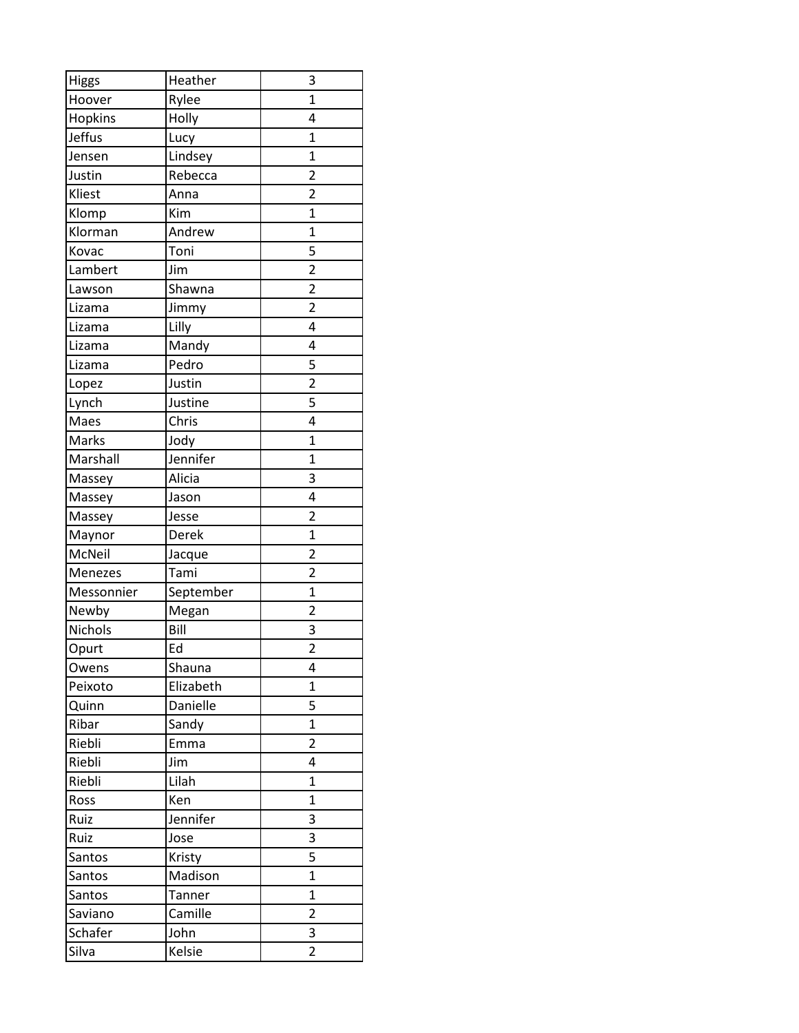| | | |
|---|---|---|
| Higgs | Heather | 3 |
| Hoover | Rylee | 1 |
| Hopkins | Holly | 4 |
| Jeffus | Lucy | 1 |
| Jensen | Lindsey | 1 |
| Justin | Rebecca | 2 |
| Kliest | Anna | 2 |
| Klomp | Kim | 1 |
| Klorman | Andrew | 1 |
| Kovac | Toni | 5 |
| Lambert | Jim | 2 |
| Lawson | Shawna | 2 |
| Lizama | Jimmy | 2 |
| Lizama | Lilly | 4 |
| Lizama | Mandy | 4 |
| Lizama | Pedro | 5 |
| Lopez | Justin | 2 |
| Lynch | Justine | 5 |
| Maes | Chris | 4 |
| Marks | Jody | 1 |
| Marshall | Jennifer | 1 |
| Massey | Alicia | 3 |
| Massey | Jason | 4 |
| Massey | Jesse | 2 |
| Maynor | Derek | 1 |
| McNeil | Jacque | 2 |
| Menezes | Tami | 2 |
| Messonnier | September | 1 |
| Newby | Megan | 2 |
| Nichols | Bill | 3 |
| Opurt | Ed | 2 |
| Owens | Shauna | 4 |
| Peixoto | Elizabeth | 1 |
| Quinn | Danielle | 5 |
| Ribar | Sandy | 1 |
| Riebli | Emma | 2 |
| Riebli | Jim | 4 |
| Riebli | Lilah | 1 |
| Ross | Ken | 1 |
| Ruiz | Jennifer | 3 |
| Ruiz | Jose | 3 |
| Santos | Kristy | 5 |
| Santos | Madison | 1 |
| Santos | Tanner | 1 |
| Saviano | Camille | 2 |
| Schafer | John | 3 |
| Silva | Kelsie | 2 |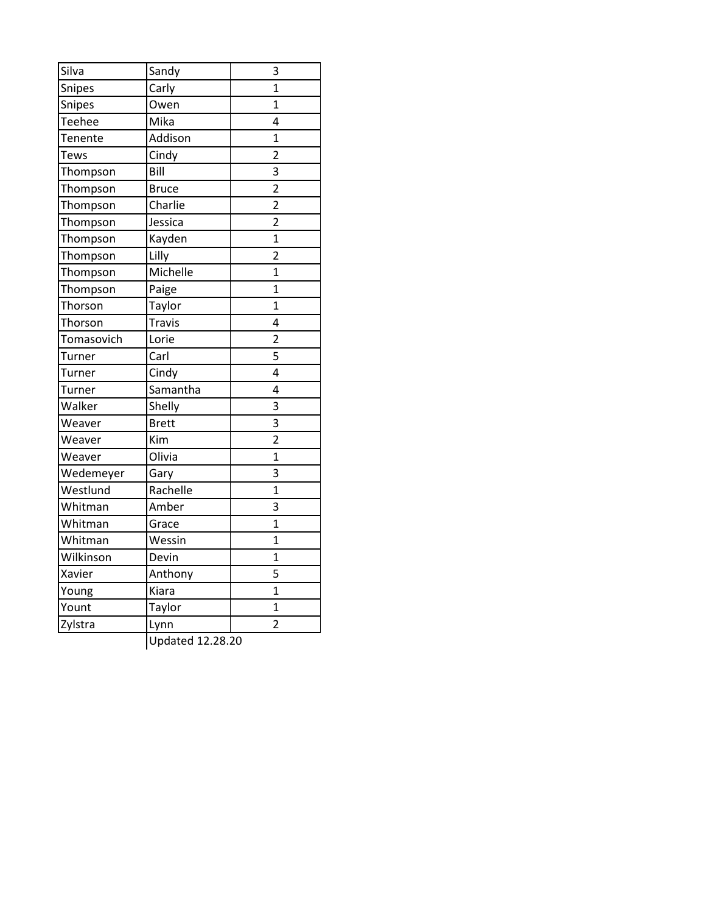| | | |
|---|---|---|
| Silva | Sandy | 3 |
| Snipes | Carly | 1 |
| Snipes | Owen | 1 |
| Teehee | Mika | 4 |
| Tenente | Addison | 1 |
| Tews | Cindy | 2 |
| Thompson | Bill | 3 |
| Thompson | Bruce | 2 |
| Thompson | Charlie | 2 |
| Thompson | Jessica | 2 |
| Thompson | Kayden | 1 |
| Thompson | Lilly | 2 |
| Thompson | Michelle | 1 |
| Thompson | Paige | 1 |
| Thorson | Taylor | 1 |
| Thorson | Travis | 4 |
| Tomasovich | Lorie | 2 |
| Turner | Carl | 5 |
| Turner | Cindy | 4 |
| Turner | Samantha | 4 |
| Walker | Shelly | 3 |
| Weaver | Brett | 3 |
| Weaver | Kim | 2 |
| Weaver | Olivia | 1 |
| Wedemeyer | Gary | 3 |
| Westlund | Rachelle | 1 |
| Whitman | Amber | 3 |
| Whitman | Grace | 1 |
| Whitman | Wessin | 1 |
| Wilkinson | Devin | 1 |
| Xavier | Anthony | 5 |
| Young | Kiara | 1 |
| Yount | Taylor | 1 |
| Zylstra | Lynn | 2 |
| | Updated 12.28.20 | |